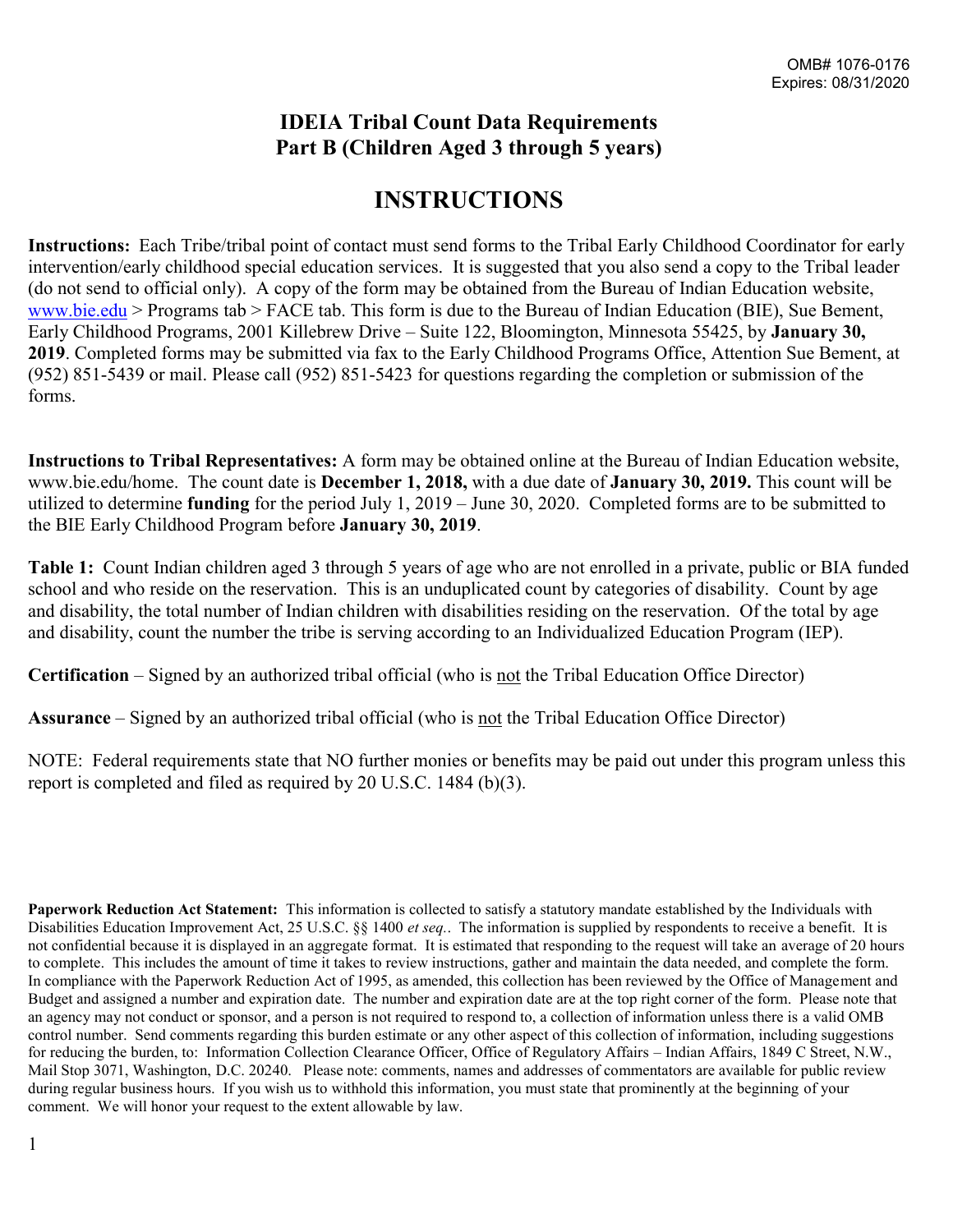OMB# 1076-0176
Expires: 08/31/2020

# IDEIA Tribal Count Data Requirements
# Part B (Children Aged 3 through 5 years)

## INSTRUCTIONS

**Instructions:** Each Tribe/tribal point of contact must send forms to the Tribal Early Childhood Coordinator for early intervention/early childhood special education services. It is suggested that you also send a copy to the Tribal leader (do not send to official only). A copy of the form may be obtained from the Bureau of Indian Education website, www.bie.edu > Programs tab > FACE tab. This form is due to the Bureau of Indian Education (BIE), Sue Bement, Early Childhood Programs, 2001 Killebrew Drive – Suite 122, Bloomington, Minnesota 55425, by **January 30, 2019**. Completed forms may be submitted via fax to the Early Childhood Programs Office, Attention Sue Bement, at (952) 851-5439 or mail. Please call (952) 851-5423 for questions regarding the completion or submission of the forms.

**Instructions to Tribal Representatives:** A form may be obtained online at the Bureau of Indian Education website, www.bie.edu/home. The count date is **December 1, 2018,** with a due date of **January 30, 2019.** This count will be utilized to determine **funding** for the period July 1, 2019 – June 30, 2020. Completed forms are to be submitted to the BIE Early Childhood Program before **January 30, 2019**.

**Table 1:** Count Indian children aged 3 through 5 years of age who are not enrolled in a private, public or BIA funded school and who reside on the reservation. This is an unduplicated count by categories of disability. Count by age and disability, the total number of Indian children with disabilities residing on the reservation. Of the total by age and disability, count the number the tribe is serving according to an Individualized Education Program (IEP).

**Certification** – Signed by an authorized tribal official (who is not the Tribal Education Office Director)

**Assurance** – Signed by an authorized tribal official (who is not the Tribal Education Office Director)

NOTE: Federal requirements state that NO further monies or benefits may be paid out under this program unless this report is completed and filed as required by 20 U.S.C. 1484 (b)(3).

**Paperwork Reduction Act Statement:** This information is collected to satisfy a statutory mandate established by the Individuals with Disabilities Education Improvement Act, 25 U.S.C. §§ 1400 *et seq.*. The information is supplied by respondents to receive a benefit. It is not confidential because it is displayed in an aggregate format. It is estimated that responding to the request will take an average of 20 hours to complete. This includes the amount of time it takes to review instructions, gather and maintain the data needed, and complete the form. In compliance with the Paperwork Reduction Act of 1995, as amended, this collection has been reviewed by the Office of Management and Budget and assigned a number and expiration date. The number and expiration date are at the top right corner of the form. Please note that an agency may not conduct or sponsor, and a person is not required to respond to, a collection of information unless there is a valid OMB control number. Send comments regarding this burden estimate or any other aspect of this collection of information, including suggestions for reducing the burden, to: Information Collection Clearance Officer, Office of Regulatory Affairs – Indian Affairs, 1849 C Street, N.W., Mail Stop 3071, Washington, D.C. 20240. Please note: comments, names and addresses of commentators are available for public review during regular business hours. If you wish us to withhold this information, you must state that prominently at the beginning of your comment. We will honor your request to the extent allowable by law.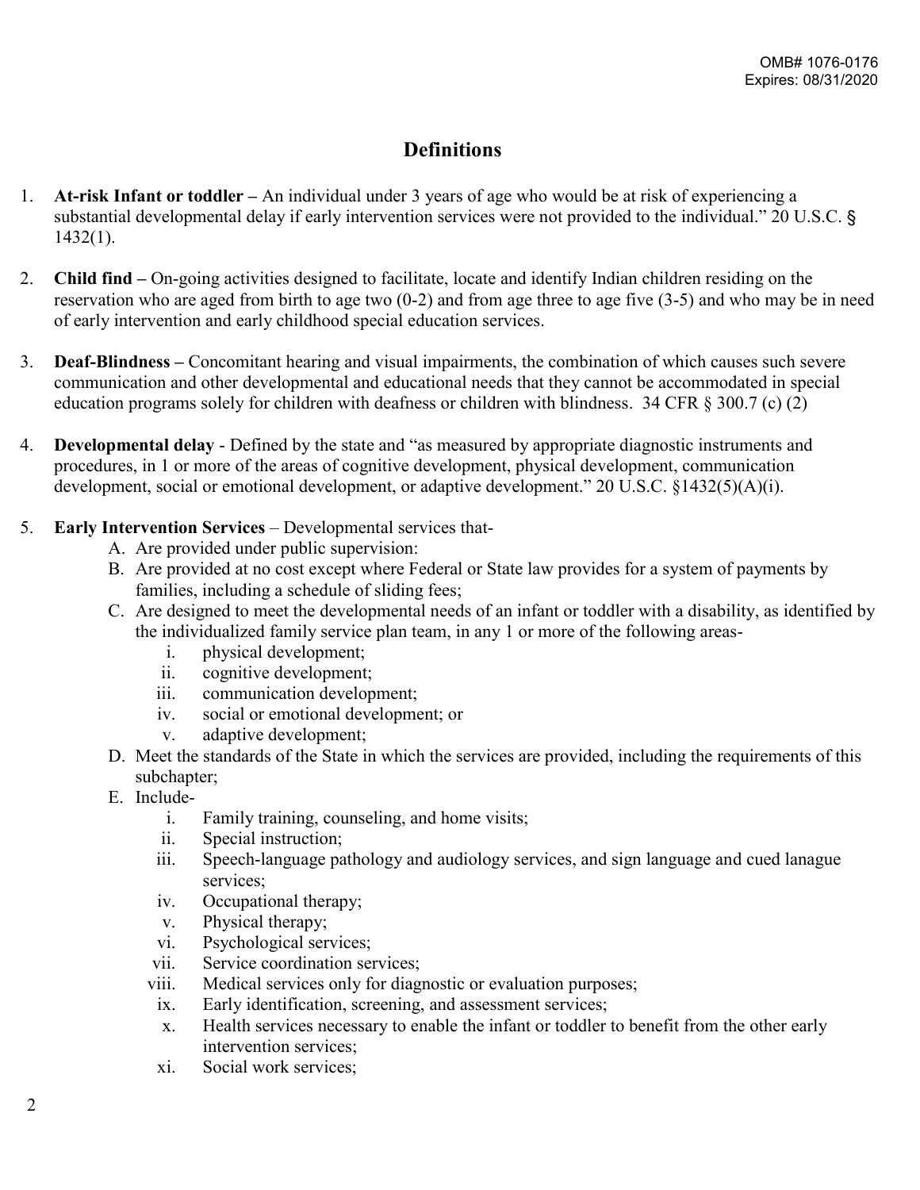# Definitions

1. **At-risk Infant or toddler –** An individual under 3 years of age who would be at risk of experiencing a substantial developmental delay if early intervention services were not provided to the individual." 20 U.S.C. § 1432(1).

2. **Child find –** On-going activities designed to facilitate, locate and identify Indian children residing on the reservation who are aged from birth to age two (0-2) and from age three to age five (3-5) and who may be in need of early intervention and early childhood special education services.

3. **Deaf-Blindness –** Concomitant hearing and visual impairments, the combination of which causes such severe communication and other developmental and educational needs that they cannot be accommodated in special education programs solely for children with deafness or children with blindness. 34 CFR § 300.7 (c) (2)

4. **Developmental delay** - Defined by the state and "as measured by appropriate diagnostic instruments and procedures, in 1 or more of the areas of cognitive development, physical development, communication development, social or emotional development, or adaptive development." 20 U.S.C. §1432(5)(A)(i).

5. **Early Intervention Services** – Developmental services that-
   - A. Are provided under public supervision:
   - B. Are provided at no cost except where Federal or State law provides for a system of payments by families, including a schedule of sliding fees;
   - C. Are designed to meet the developmental needs of an infant or toddler with a disability, as identified by the individualized family service plan team, in any 1 or more of the following areas-
     - i. physical development;
     - ii. cognitive development;
     - iii. communication development;
     - iv. social or emotional development; or
     - v. adaptive development;
   - D. Meet the standards of the State in which the services are provided, including the requirements of this subchapter;
   - E. Include-
     - i. Family training, counseling, and home visits;
     - ii. Special instruction;
     - iii. Speech-language pathology and audiology services, and sign language and cued lanague services;
     - iv. Occupational therapy;
     - v. Physical therapy;
     - vi. Psychological services;
     - vii. Service coordination services;
     - viii. Medical services only for diagnostic or evaluation purposes;
     - ix. Early identification, screening, and assessment services;
     - x. Health services necessary to enable the infant or toddler to benefit from the other early intervention services;
     - xi. Social work services;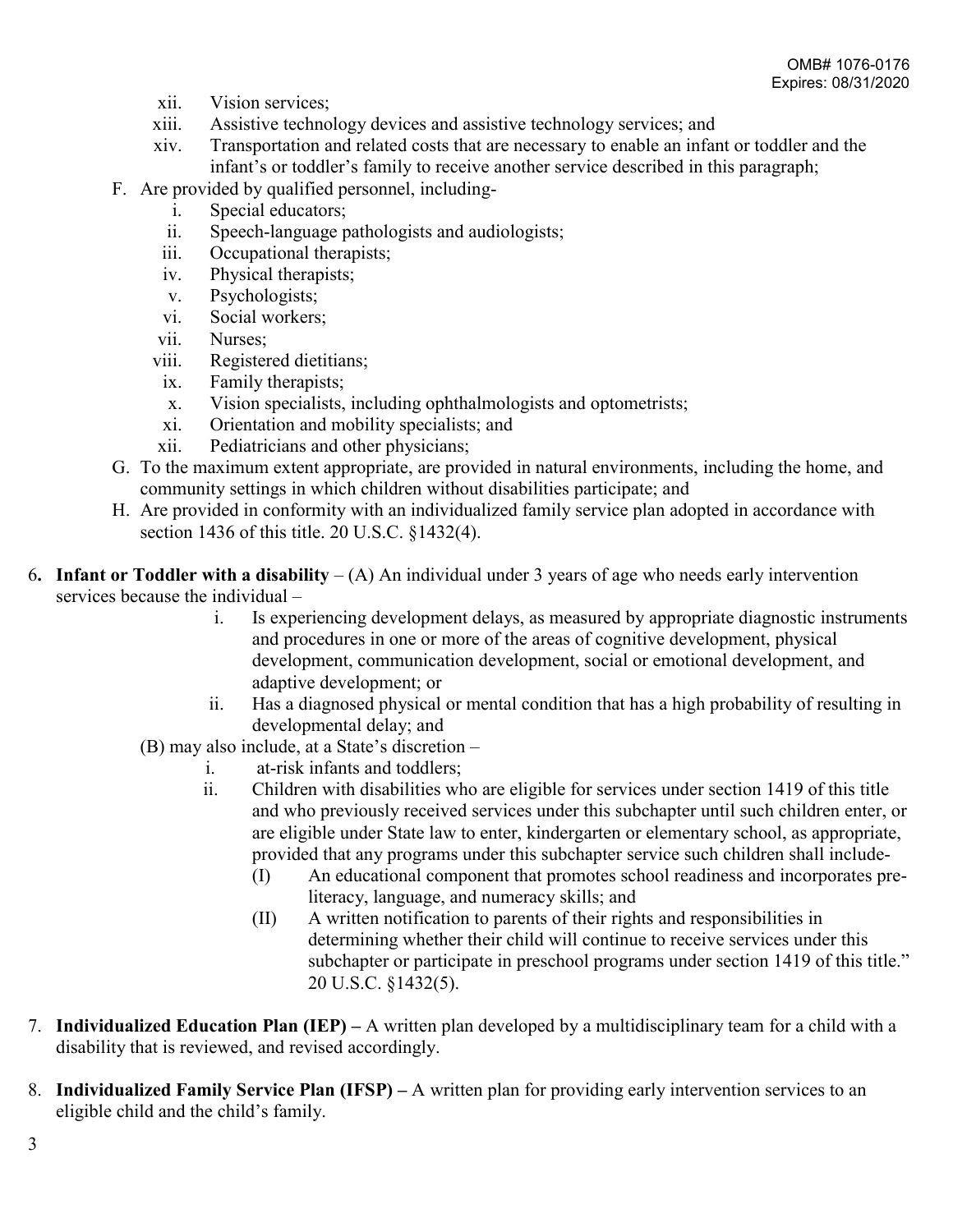xii. Vision services;

xiii. Assistive technology devices and assistive technology services; and

xiv. Transportation and related costs that are necessary to enable an infant or toddler and the infant's or toddler's family to receive another service described in this paragraph;

F. Are provided by qualified personnel, including-

   i. Special educators;
   ii. Speech-language pathologists and audiologists;
   iii. Occupational therapists;
   iv. Physical therapists;
   v. Psychologists;
   vi. Social workers;
   vii. Nurses;
   viii. Registered dietitians;
   ix. Family therapists;
   x. Vision specialists, including ophthalmologists and optometrists;
   xi. Orientation and mobility specialists; and
   xii. Pediatricians and other physicians;

G. To the maximum extent appropriate, are provided in natural environments, including the home, and community settings in which children without disabilities participate; and

H. Are provided in conformity with an individualized family service plan adopted in accordance with section 1436 of this title. 20 U.S.C. §1432(4).

6. **Infant or Toddler with a disability** – (A) An individual under 3 years of age who needs early intervention services because the individual –

   i. Is experiencing development delays, as measured by appropriate diagnostic instruments and procedures in one or more of the areas of cognitive development, physical development, communication development, social or emotional development, and adaptive development; or
   ii. Has a diagnosed physical or mental condition that has a high probability of resulting in developmental delay; and

   (B) may also include, at a State's discretion –

   i. at-risk infants and toddlers;
   ii. Children with disabilities who are eligible for services under section 1419 of this title and who previously received services under this subchapter until such children enter, or are eligible under State law to enter, kindergarten or elementary school, as appropriate, provided that any programs under this subchapter service such children shall include-
      - (I) An educational component that promotes school readiness and incorporates pre-literacy, language, and numeracy skills; and
      - (II) A written notification to parents of their rights and responsibilities in determining whether their child will continue to receive services under this subchapter or participate in preschool programs under section 1419 of this title." 20 U.S.C. §1432(5).

7. **Individualized Education Plan (IEP) –** A written plan developed by a multidisciplinary team for a child with a disability that is reviewed, and revised accordingly.

8. **Individualized Family Service Plan (IFSP) –** A written plan for providing early intervention services to an eligible child and the child's family.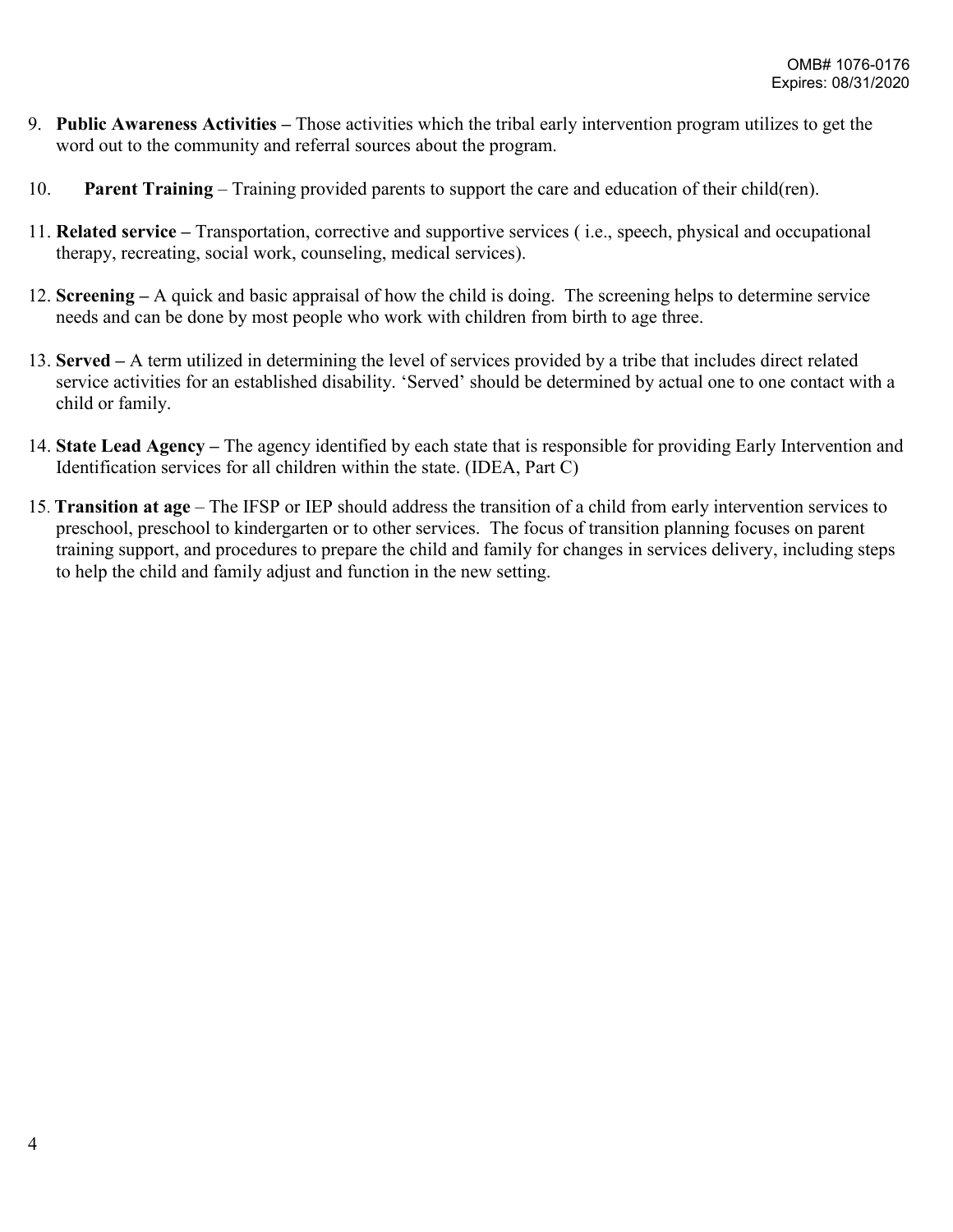9. **Public Awareness Activities –** Those activities which the tribal early intervention program utilizes to get the word out to the community and referral sources about the program.

10. **Parent Training** – Training provided parents to support the care and education of their child(ren).

11. **Related service –** Transportation, corrective and supportive services ( i.e., speech, physical and occupational therapy, recreating, social work, counseling, medical services).

12. **Screening –** A quick and basic appraisal of how the child is doing. The screening helps to determine service needs and can be done by most people who work with children from birth to age three.

13. **Served –** A term utilized in determining the level of services provided by a tribe that includes direct related service activities for an established disability. 'Served' should be determined by actual one to one contact with a child or family.

14. **State Lead Agency –** The agency identified by each state that is responsible for providing Early Intervention and Identification services for all children within the state. (IDEA, Part C)

15. **Transition at age** – The IFSP or IEP should address the transition of a child from early intervention services to preschool, preschool to kindergarten or to other services. The focus of transition planning focuses on parent training support, and procedures to prepare the child and family for changes in services delivery, including steps to help the child and family adjust and function in the new setting.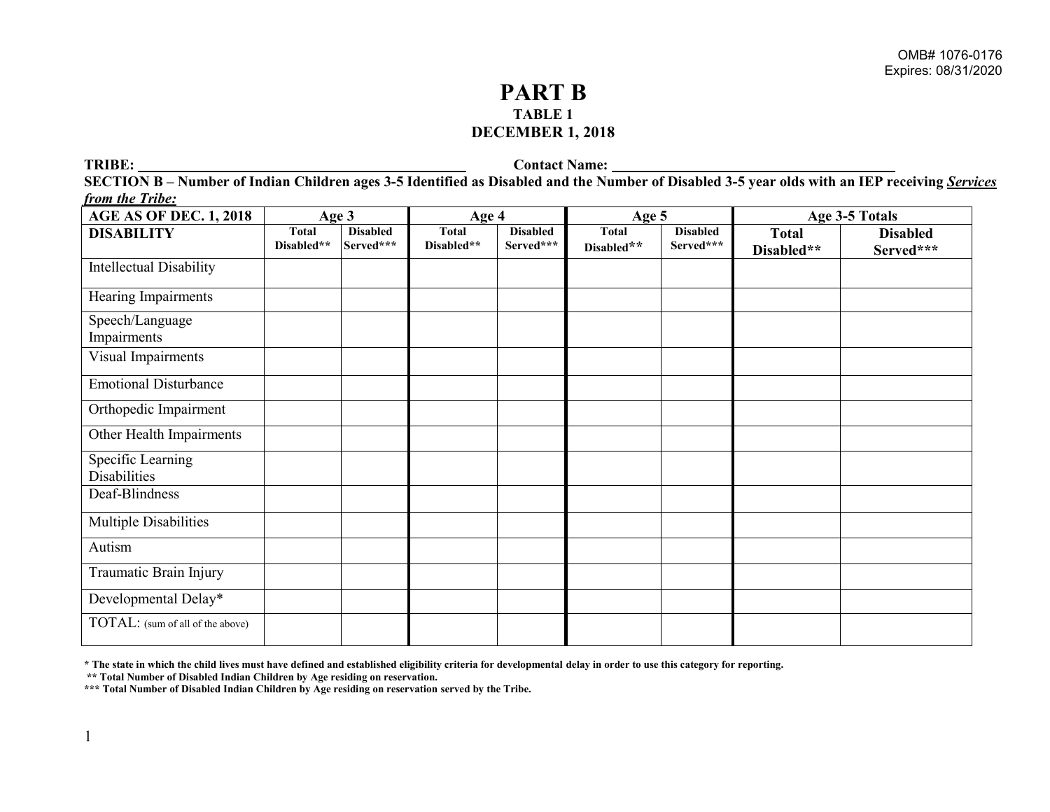OMB# 1076-0176
Expires: 08/31/2020

# PART B

## TABLE 1

## DECEMBER 1, 2018

**TRIBE:** ______________________ **Contact Name:** ______________________

**SECTION B – Number of Indian Children ages 3-5 Identified as Disabled and the Number of Disabled 3-5 year olds with an IEP receiving *Services from the Tribe:***

| AGE AS OF DEC. 1, 2018 | Age 3 | | Age 4 | | Age 5 | | Age 3-5 Totals | |
|---|---|---|---|---|---|---|---|---|
| **DISABILITY** | **Total Disabled**** | **Disabled Served***** | **Total Disabled**** | **Disabled Served***** | **Total Disabled**** | **Disabled Served***** | **Total Disabled**** | **Disabled Served***** |
| Intellectual Disability | | | | | | | | |
| Hearing Impairments | | | | | | | | |
| Speech/Language Impairments | | | | | | | | |
| Visual Impairments | | | | | | | | |
| Emotional Disturbance | | | | | | | | |
| Orthopedic Impairment | | | | | | | | |
| Other Health Impairments | | | | | | | | |
| Specific Learning Disabilities | | | | | | | | |
| Deaf-Blindness | | | | | | | | |
| Multiple Disabilities | | | | | | | | |
| Autism | | | | | | | | |
| Traumatic Brain Injury | | | | | | | | |
| Developmental Delay* | | | | | | | | |
| TOTAL: (sum of all of the above) | | | | | | | | |

**\* The state in which the child lives must have defined and established eligibility criteria for developmental delay in order to use this category for reporting.**

**\*\* Total Number of Disabled Indian Children by Age residing on reservation.**

**\*\*\* Total Number of Disabled Indian Children by Age residing on reservation served by the Tribe.**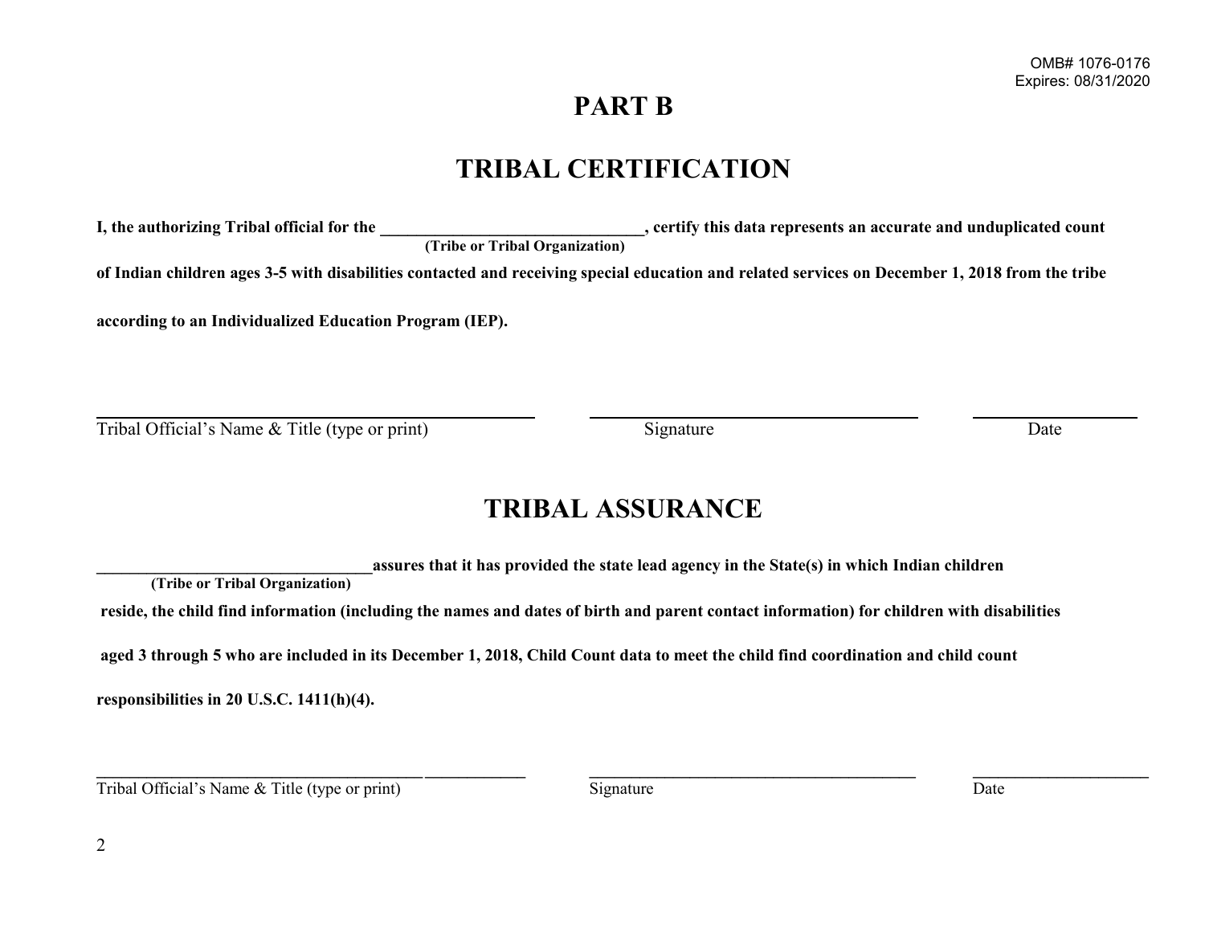OMB# 1076-0176
Expires: 08/31/2020

# PART B

## TRIBAL CERTIFICATION

**I, the authorizing Tribal official for the \_\_\_\_\_\_\_\_\_\_\_\_\_\_\_\_\_\_\_\_\_\_\_\_\_\_\_\_\_\_\_, certify this data represents an accurate and unduplicated count**
**(Tribe or Tribal Organization)**
**of Indian children ages 3-5 with disabilities contacted and receiving special education and related services on December 1, 2018 from the tribe according to an Individualized Education Program (IEP).**

| | | |
|---|---|---|
| \_\_\_\_\_\_\_\_\_\_\_\_\_\_\_\_\_\_\_\_\_\_\_\_\_\_\_\_\_\_\_\_\_\_\_\_\_\_\_\_ | \_\_\_\_\_\_\_\_\_\_\_\_\_\_\_\_\_\_\_\_\_\_\_\_\_\_\_\_\_\_ | \_\_\_\_\_\_\_\_\_\_\_\_\_\_\_ |
| Tribal Official's Name & Title (type or print) | Signature | Date |

## TRIBAL ASSURANCE

**\_\_\_\_\_\_\_\_\_\_\_\_\_\_\_\_\_\_\_\_\_\_\_\_\_\_\_\_\_\_\_\_assures that it has provided the state lead agency in the State(s) in which Indian children**
**(Tribe or Tribal Organization)**
**reside, the child find information (including the names and dates of birth and parent contact information) for children with disabilities aged 3 through 5 who are included in its December 1, 2018, Child Count data to meet the child find coordination and child count responsibilities in 20 U.S.C. 1411(h)(4).**

| | | |
|---|---|---|
| \_\_\_\_\_\_\_\_\_\_\_\_\_\_\_\_\_\_\_\_\_\_\_\_\_\_\_\_\_\_\_\_\_\_\_\_\_\_\_\_ | \_\_\_\_\_\_\_\_\_\_\_\_\_\_\_\_\_\_\_\_\_\_\_\_\_\_\_\_\_\_ | \_\_\_\_\_\_\_\_\_\_\_\_\_\_\_ |
| Tribal Official's Name & Title (type or print) | Signature | Date |